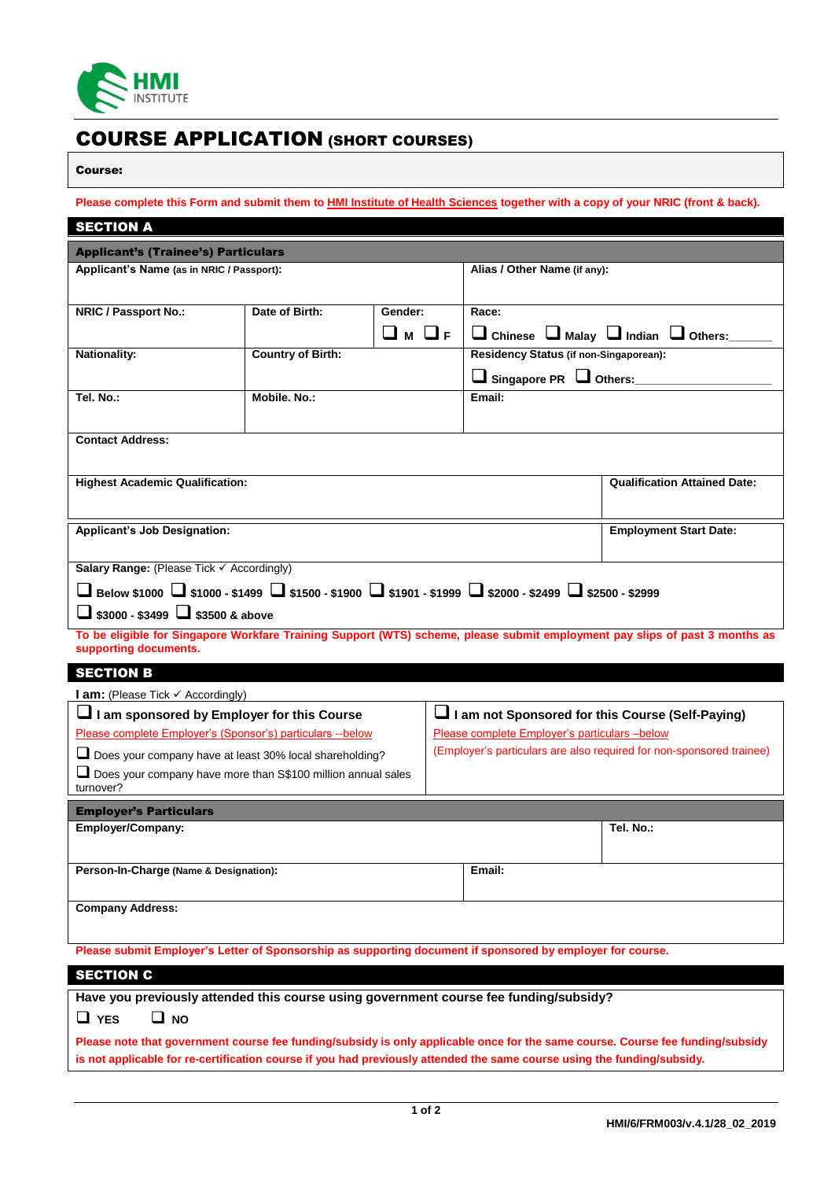HMI INSTITUTE

# COURSE APPLICATION (SHORT COURSES)

**Course:**

**Please complete this Form and submit them to HMI Institute of Health Sciences together with a copy of your NRIC (front & back).**

## SECTION A

### Applicant's (Trainee's) Particulars

| | | | |
|---|---|---|---|
| **Applicant's Name** (as in NRIC / Passport): | | | **Alias / Other Name** (if any): |
| **NRIC / Passport No.:** | **Date of Birth:** | **Gender:** ❑ M ❑ F | **Race:** ❑ Chinese ❑ Malay ❑ Indian ❑ Others:______ |
| **Nationality:** | **Country of Birth:** | | **Residency Status** (if non-Singaporean): ❑ Singapore PR ❑ Others:____________________ |
| **Tel. No.:** | **Mobile. No.:** | | **Email:** |
| **Contact Address:** | | | |

| | |
|---|---|
| **Highest Academic Qualification:** | **Qualification Attained Date:** |
| **Applicant's Job Designation:** | **Employment Start Date:** |

**Salary Range:** (Please Tick ✓ Accordingly)

❑ Below $1000 ❑ $1000 - $1499 ❑ $1500 - $1900 ❑ $1901 - $1999 ❑ $2000 - $2499 ❑ $2500 - $2999
❑ $3000 - $3499 ❑ $3500 & above

**To be eligible for Singapore Workfare Training Support (WTS) scheme, please submit employment pay slips of past 3 months as supporting documents.**

## SECTION B

**I am:** (Please Tick ✓ Accordingly)

| | |
|---|---|
| ❑ **I am sponsored by Employer for this Course** | ❑ **I am not Sponsored for this Course (Self-Paying)** |
| Please complete Employer's (Sponsor's) particulars --below | Please complete Employer's particulars –below |
| ❑ Does your company have at least 30% local shareholding? | (Employer's particulars are also required for non-sponsored trainee) |
| ❑ Does your company have more than S$100 million annual sales turnover? | |

### Employer's Particulars

| | |
|---|---|
| **Employer/Company:** | **Tel. No.:** |
| **Person-In-Charge** (Name & Designation): | **Email:** |
| **Company Address:** | |

**Please submit Employer's Letter of Sponsorship as supporting document if sponsored by employer for course.**

## SECTION C

**Have you previously attended this course using government course fee funding/subsidy?**

❑ **YES** ❑ **NO**

**Please note that government course fee funding/subsidy is only applicable once for the same course. Course fee funding/subsidy is not applicable for re-certification course if you had previously attended the same course using the funding/subsidy.**

HMI/6/FRM003/v.4.1/28_02_2019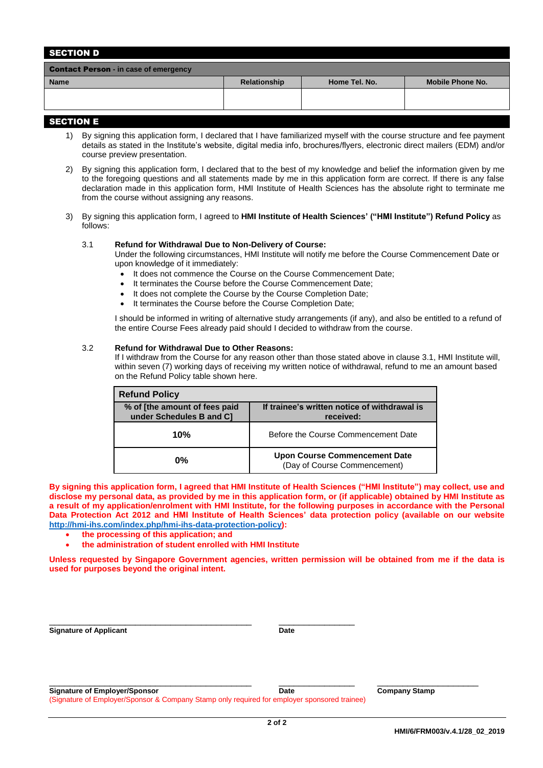## SECTION D

| Contact Person - in case of emergency | | | |
|---|---|---|---|
| **Name** | **Relationship** | **Home Tel. No.** | **Mobile Phone No.** |
| | | | |

## SECTION E

1) By signing this application form, I declared that I have familiarized myself with the course structure and fee payment details as stated in the Institute's website, digital media info, brochures/flyers, electronic direct mailers (EDM) and/or course preview presentation.

2) By signing this application form, I declared that to the best of my knowledge and belief the information given by me to the foregoing questions and all statements made by me in this application form are correct. If there is any false declaration made in this application form, HMI Institute of Health Sciences has the absolute right to terminate me from the course without assigning any reasons.

3) By signing this application form, I agreed to **HMI Institute of Health Sciences' ("HMI Institute") Refund Policy** as follows:

3.1 **Refund for Withdrawal Due to Non-Delivery of Course:**
Under the following circumstances, HMI Institute will notify me before the Course Commencement Date or upon knowledge of it immediately:

- It does not commence the Course on the Course Commencement Date;
- It terminates the Course before the Course Commencement Date;
- It does not complete the Course by the Course Completion Date;
- It terminates the Course before the Course Completion Date;

I should be informed in writing of alternative study arrangements (if any), and also be entitled to a refund of the entire Course Fees already paid should I decided to withdraw from the course.

3.2 **Refund for Withdrawal Due to Other Reasons:**
If I withdraw from the Course for any reason other than those stated above in clause 3.1, HMI Institute will, within seven (7) working days of receiving my written notice of withdrawal, refund to me an amount based on the Refund Policy table shown here.

| **Refund Policy** | |
|---|---|
| **% of [the amount of fees paid under Schedules B and C]** | **If trainee's written notice of withdrawal is received:** |
| **10%** | Before the Course Commencement Date |
| **0%** | **Upon Course Commencement Date** (Day of Course Commencement) |

**By signing this application form, I agreed that HMI Institute of Health Sciences ("HMI Institute") may collect, use and disclose my personal data, as provided by me in this application form, or (if applicable) obtained by HMI Institute as a result of my application/enrolment with HMI Institute, for the following purposes in accordance with the Personal Data Protection Act 2012 and HMI Institute of Health Sciences' data protection policy (available on our website http://hmi-ihs.com/index.php/hmi-ihs-data-protection-policy):**

- **the processing of this application; and**
- **the administration of student enrolled with HMI Institute**

**Unless requested by Singapore Government agencies, written permission will be obtained from me if the data is used for purposes beyond the original intent.**

\_\_\_\_\_\_\_\_\_\_\_\_\_\_\_\_\_\_\_\_\_\_\_\_\_\_\_\_\_\_\_\_\_\_ \_\_\_\_\_\_\_\_\_\_\_\_\_\_\_\_

**Signature of Applicant** **Date**

\_\_\_\_\_\_\_\_\_\_\_\_\_\_\_\_\_\_\_\_\_\_\_\_\_\_\_\_\_\_\_\_\_\_ \_\_\_\_\_\_\_\_\_\_\_\_\_\_\_\_ \_\_\_\_\_\_\_\_\_\_\_\_\_\_\_\_\_\_\_\_

**Signature of Employer/Sponsor** **Date** **Company Stamp**

(Signature of Employer/Sponsor & Company Stamp only required for employer sponsored trainee)

HMI/6/FRM003/v.4.1/28_02_2019